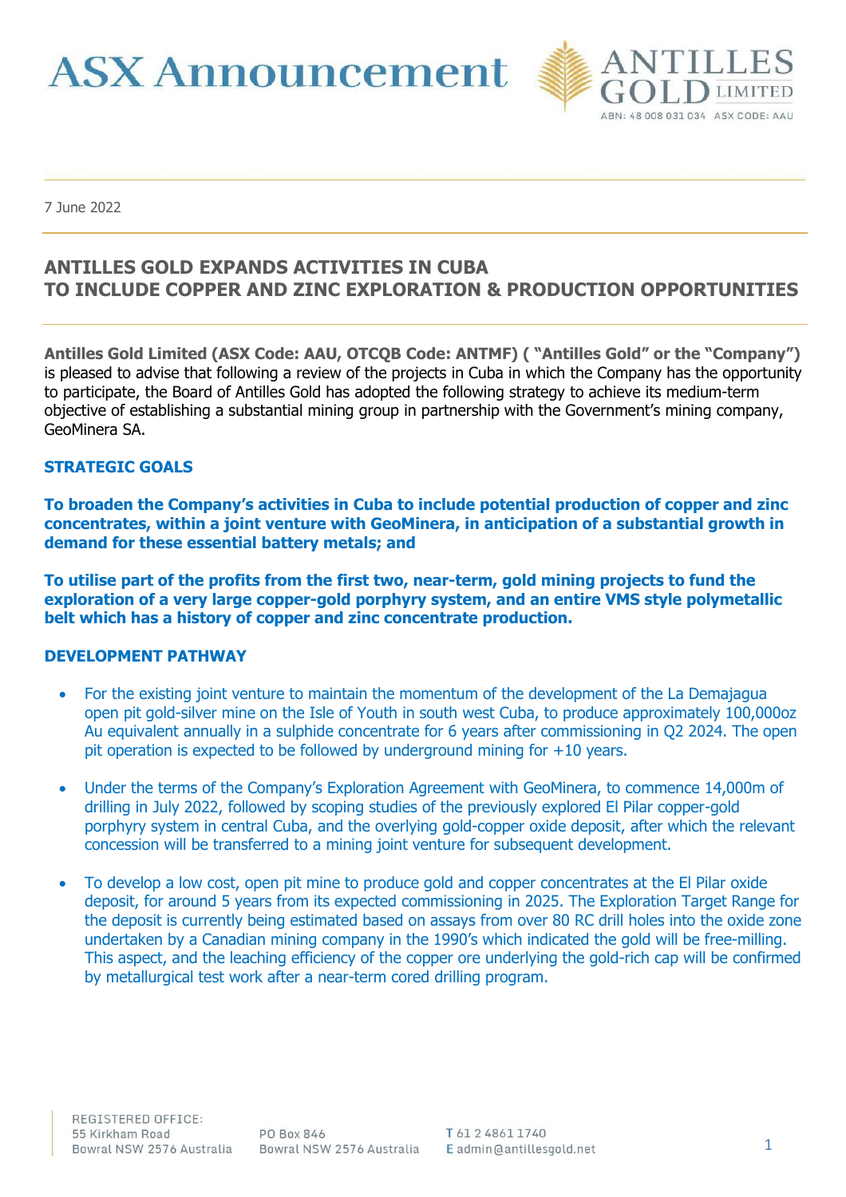# ASX Announcement

ANTILLES GOLD LIMITED
ABN: 48 008 031 034 ASX CODE: AAU

7 June 2022

## ANTILLES GOLD EXPANDS ACTIVITIES IN CUBA TO INCLUDE COPPER AND ZINC EXPLORATION & PRODUCTION OPPORTUNITIES

**Antilles Gold Limited (ASX Code: AAU, OTCQB Code: ANTMF) ( "Antilles Gold" or the "Company")** is pleased to advise that following a review of the projects in Cuba in which the Company has the opportunity to participate, the Board of Antilles Gold has adopted the following strategy to achieve its medium-term objective of establishing a substantial mining group in partnership with the Government's mining company, GeoMinera SA.

### STRATEGIC GOALS

**To broaden the Company's activities in Cuba to include potential production of copper and zinc concentrates, within a joint venture with GeoMinera, in anticipation of a substantial growth in demand for these essential battery metals; and**

**To utilise part of the profits from the first two, near-term, gold mining projects to fund the exploration of a very large copper-gold porphyry system, and an entire VMS style polymetallic belt which has a history of copper and zinc concentrate production.**

### DEVELOPMENT PATHWAY

- For the existing joint venture to maintain the momentum of the development of the La Demajagua open pit gold-silver mine on the Isle of Youth in south west Cuba, to produce approximately 100,000oz Au equivalent annually in a sulphide concentrate for 6 years after commissioning in Q2 2024. The open pit operation is expected to be followed by underground mining for +10 years.
- Under the terms of the Company's Exploration Agreement with GeoMinera, to commence 14,000m of drilling in July 2022, followed by scoping studies of the previously explored El Pilar copper-gold porphyry system in central Cuba, and the overlying gold-copper oxide deposit, after which the relevant concession will be transferred to a mining joint venture for subsequent development.
- To develop a low cost, open pit mine to produce gold and copper concentrates at the El Pilar oxide deposit, for around 5 years from its expected commissioning in 2025. The Exploration Target Range for the deposit is currently being estimated based on assays from over 80 RC drill holes into the oxide zone undertaken by a Canadian mining company in the 1990's which indicated the gold will be free-milling. This aspect, and the leaching efficiency of the copper ore underlying the gold-rich cap will be confirmed by metallurgical test work after a near-term cored drilling program.

REGISTERED OFFICE:
55 Kirkham Road
Bowral NSW 2576 Australia

PO Box 846
Bowral NSW 2576 Australia

T 61 2 4861 1740
E admin@antillesgold.net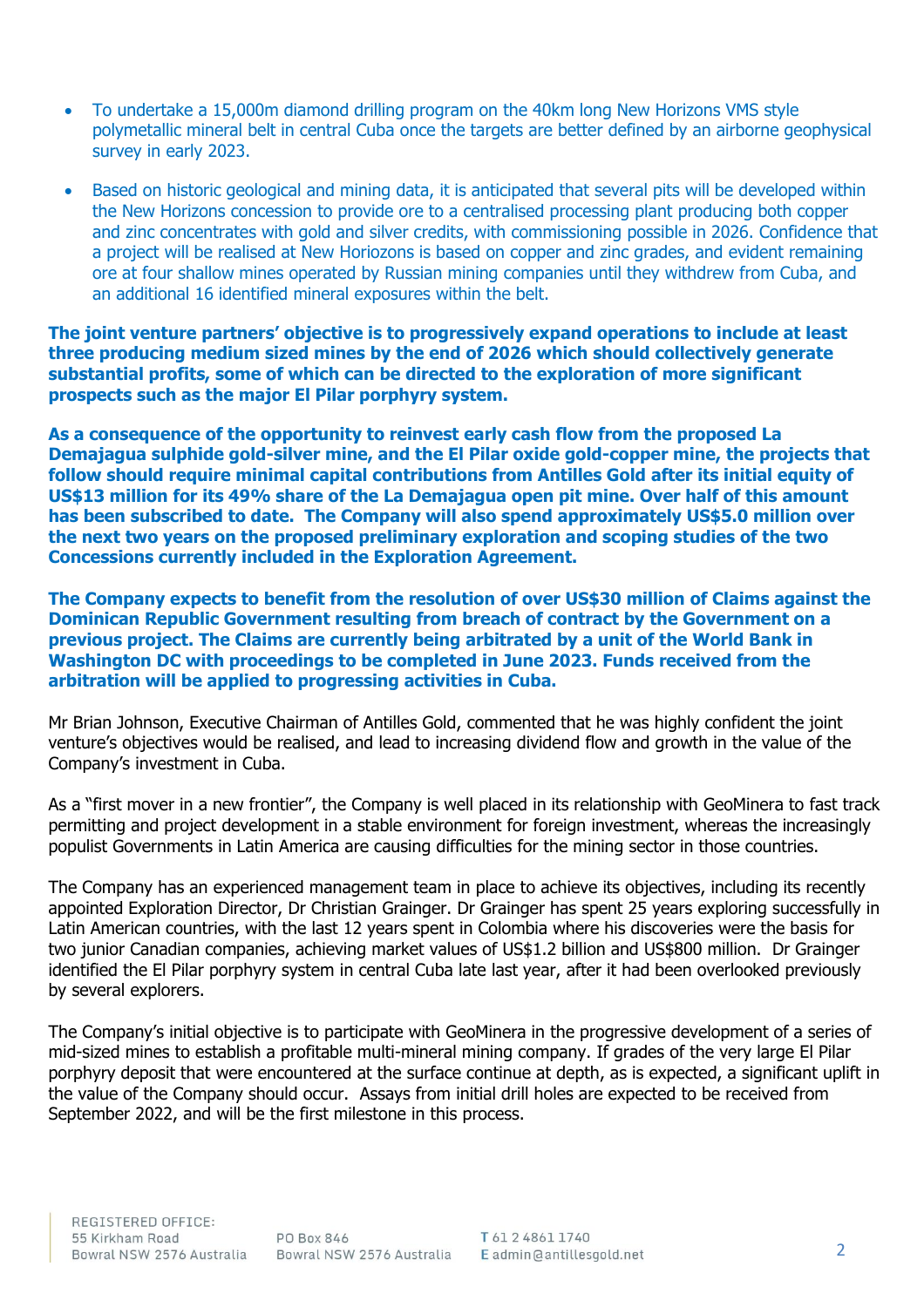- To undertake a 15,000m diamond drilling program on the 40km long New Horizons VMS style polymetallic mineral belt in central Cuba once the targets are better defined by an airborne geophysical survey in early 2023.
- Based on historic geological and mining data, it is anticipated that several pits will be developed within the New Horizons concession to provide ore to a centralised processing plant producing both copper and zinc concentrates with gold and silver credits, with commissioning possible in 2026. Confidence that a project will be realised at New Horiozons is based on copper and zinc grades, and evident remaining ore at four shallow mines operated by Russian mining companies until they withdrew from Cuba, and an additional 16 identified mineral exposures within the belt.

**The joint venture partners' objective is to progressively expand operations to include at least three producing medium sized mines by the end of 2026 which should collectively generate substantial profits, some of which can be directed to the exploration of more significant prospects such as the major El Pilar porphyry system.**

**As a consequence of the opportunity to reinvest early cash flow from the proposed La Demajagua sulphide gold-silver mine, and the El Pilar oxide gold-copper mine, the projects that follow should require minimal capital contributions from Antilles Gold after its initial equity of US$13 million for its 49% share of the La Demajagua open pit mine. Over half of this amount has been subscribed to date. The Company will also spend approximately US$5.0 million over the next two years on the proposed preliminary exploration and scoping studies of the two Concessions currently included in the Exploration Agreement.**

**The Company expects to benefit from the resolution of over US$30 million of Claims against the Dominican Republic Government resulting from breach of contract by the Government on a previous project. The Claims are currently being arbitrated by a unit of the World Bank in Washington DC with proceedings to be completed in June 2023. Funds received from the arbitration will be applied to progressing activities in Cuba.**

Mr Brian Johnson, Executive Chairman of Antilles Gold, commented that he was highly confident the joint venture's objectives would be realised, and lead to increasing dividend flow and growth in the value of the Company's investment in Cuba.

As a "first mover in a new frontier", the Company is well placed in its relationship with GeoMinera to fast track permitting and project development in a stable environment for foreign investment, whereas the increasingly populist Governments in Latin America are causing difficulties for the mining sector in those countries.

The Company has an experienced management team in place to achieve its objectives, including its recently appointed Exploration Director, Dr Christian Grainger. Dr Grainger has spent 25 years exploring successfully in Latin American countries, with the last 12 years spent in Colombia where his discoveries were the basis for two junior Canadian companies, achieving market values of US$1.2 billion and US$800 million. Dr Grainger identified the El Pilar porphyry system in central Cuba late last year, after it had been overlooked previously by several explorers.

The Company's initial objective is to participate with GeoMinera in the progressive development of a series of mid-sized mines to establish a profitable multi-mineral mining company. If grades of the very large El Pilar porphyry deposit that were encountered at the surface continue at depth, as is expected, a significant uplift in the value of the Company should occur. Assays from initial drill holes are expected to be received from September 2022, and will be the first milestone in this process.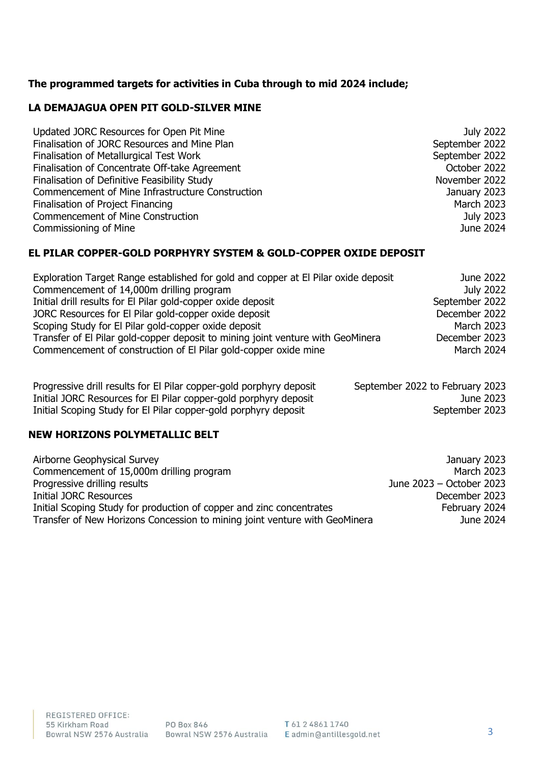**The programmed targets for activities in Cuba through to mid 2024 include;**

**LA DEMAJAGUA OPEN PIT GOLD-SILVER MINE**

| Activity | Date |
| --- | --- |
| Updated JORC Resources for Open Pit Mine | July 2022 |
| Finalisation of JORC Resources and Mine Plan | September 2022 |
| Finalisation of Metallurgical Test Work | September 2022 |
| Finalisation of Concentrate Off-take Agreement | October 2022 |
| Finalisation of Definitive Feasibility Study | November 2022 |
| Commencement of Mine Infrastructure Construction | January 2023 |
| Finalisation of Project Financing | March 2023 |
| Commencement of Mine Construction | July 2023 |
| Commissioning of Mine | June 2024 |

**EL PILAR COPPER-GOLD PORPHYRY SYSTEM & GOLD-COPPER OXIDE DEPOSIT**

| Activity | Date |
| --- | --- |
| Exploration Target Range established for gold and copper at El Pilar oxide deposit | June 2022 |
| Commencement of 14,000m drilling program | July 2022 |
| Initial drill results for El Pilar gold-copper oxide deposit | September 2022 |
| JORC Resources for El Pilar gold-copper oxide deposit | December 2022 |
| Scoping Study for El Pilar gold-copper oxide deposit | March 2023 |
| Transfer of El Pilar gold-copper deposit to mining joint venture with GeoMinera | December 2023 |
| Commencement of construction of El Pilar gold-copper oxide mine | March 2024 |

| Activity | Date |
| --- | --- |
| Progressive drill results for El Pilar copper-gold porphyry deposit | September 2022 to February 2023 |
| Initial JORC Resources for El Pilar copper-gold porphyry deposit | June 2023 |
| Initial Scoping Study for El Pilar copper-gold porphyry deposit | September 2023 |

**NEW HORIZONS POLYMETALLIC BELT**

| Activity | Date |
| --- | --- |
| Airborne Geophysical Survey | January 2023 |
| Commencement of 15,000m drilling program | March 2023 |
| Progressive drilling results | June 2023 – October 2023 |
| Initial JORC Resources | December 2023 |
| Initial Scoping Study for production of copper and zinc concentrates | February 2024 |
| Transfer of New Horizons Concession to mining joint venture with GeoMinera | June 2024 |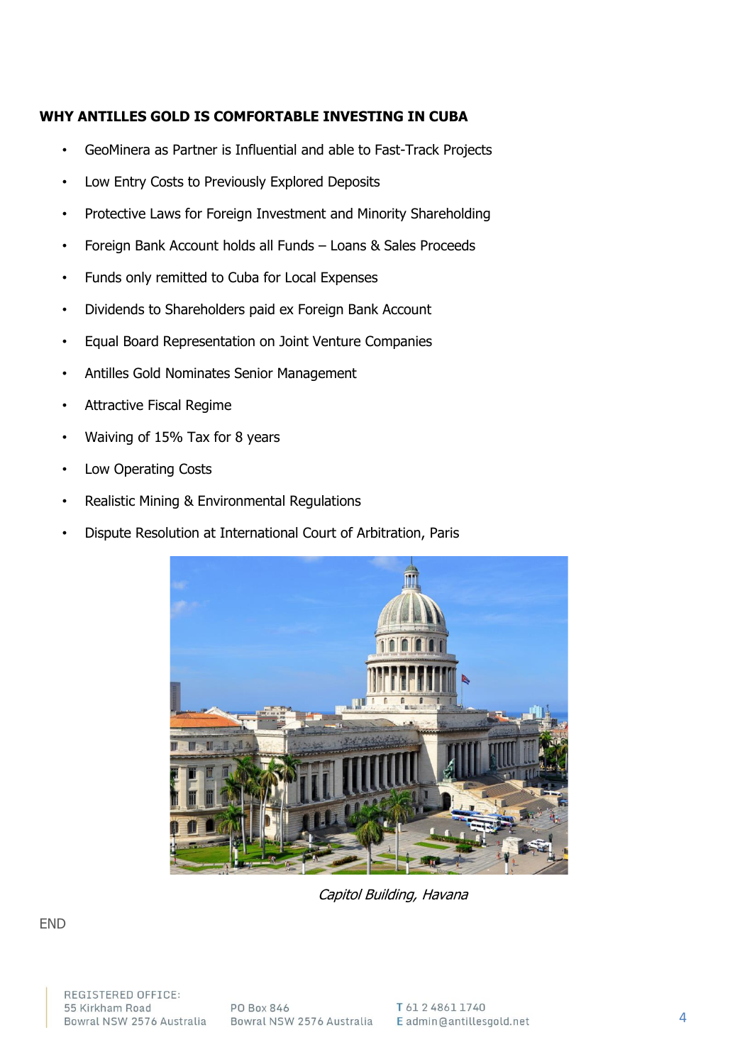**WHY ANTILLES GOLD IS COMFORTABLE INVESTING IN CUBA**

- GeoMinera as Partner is Influential and able to Fast-Track Projects
- Low Entry Costs to Previously Explored Deposits
- Protective Laws for Foreign Investment and Minority Shareholding
- Foreign Bank Account holds all Funds – Loans & Sales Proceeds
- Funds only remitted to Cuba for Local Expenses
- Dividends to Shareholders paid ex Foreign Bank Account
- Equal Board Representation on Joint Venture Companies
- Antilles Gold Nominates Senior Management
- Attractive Fiscal Regime
- Waiving of 15% Tax for 8 years
- Low Operating Costs
- Realistic Mining & Environmental Regulations
- Dispute Resolution at International Court of Arbitration, Paris

*Capitol Building, Havana*

END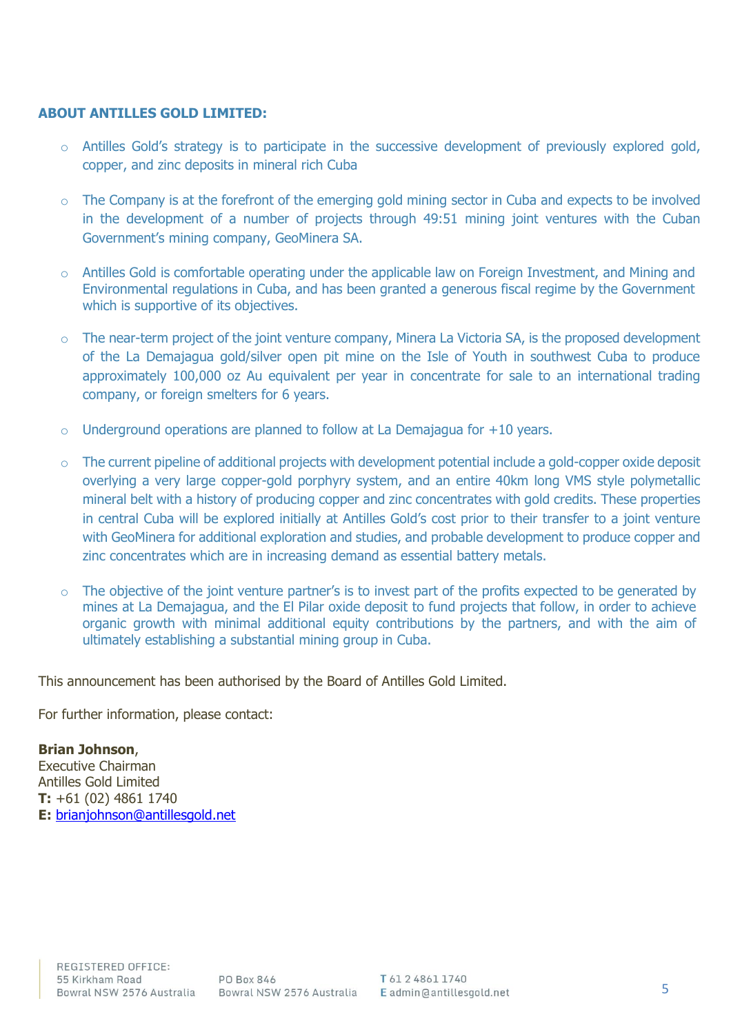**ABOUT ANTILLES GOLD LIMITED:**

- Antilles Gold's strategy is to participate in the successive development of previously explored gold, copper, and zinc deposits in mineral rich Cuba

- The Company is at the forefront of the emerging gold mining sector in Cuba and expects to be involved in the development of a number of projects through 49:51 mining joint ventures with the Cuban Government's mining company, GeoMinera SA.

- Antilles Gold is comfortable operating under the applicable law on Foreign Investment, and Mining and Environmental regulations in Cuba, and has been granted a generous fiscal regime by the Government which is supportive of its objectives.

- The near-term project of the joint venture company, Minera La Victoria SA, is the proposed development of the La Demajagua gold/silver open pit mine on the Isle of Youth in southwest Cuba to produce approximately 100,000 oz Au equivalent per year in concentrate for sale to an international trading company, or foreign smelters for 6 years.

- Underground operations are planned to follow at La Demajagua for +10 years.

- The current pipeline of additional projects with development potential include a gold-copper oxide deposit overlying a very large copper-gold porphyry system, and an entire 40km long VMS style polymetallic mineral belt with a history of producing copper and zinc concentrates with gold credits. These properties in central Cuba will be explored initially at Antilles Gold's cost prior to their transfer to a joint venture with GeoMinera for additional exploration and studies, and probable development to produce copper and zinc concentrates which are in increasing demand as essential battery metals.

- The objective of the joint venture partner's is to invest part of the profits expected to be generated by mines at La Demajagua, and the El Pilar oxide deposit to fund projects that follow, in order to achieve organic growth with minimal additional equity contributions by the partners, and with the aim of ultimately establishing a substantial mining group in Cuba.

This announcement has been authorised by the Board of Antilles Gold Limited.

For further information, please contact:

**Brian Johnson**,
Executive Chairman
Antilles Gold Limited
**T:** +61 (02) 4861 1740
**E:** brianjohnson@antillesgold.net

REGISTERED OFFICE:
55 Kirkham Road
Bowral NSW 2576 Australia

PO Box 846
Bowral NSW 2576 Australia

**T** 61 2 4861 1740
**E** admin@antillesgold.net